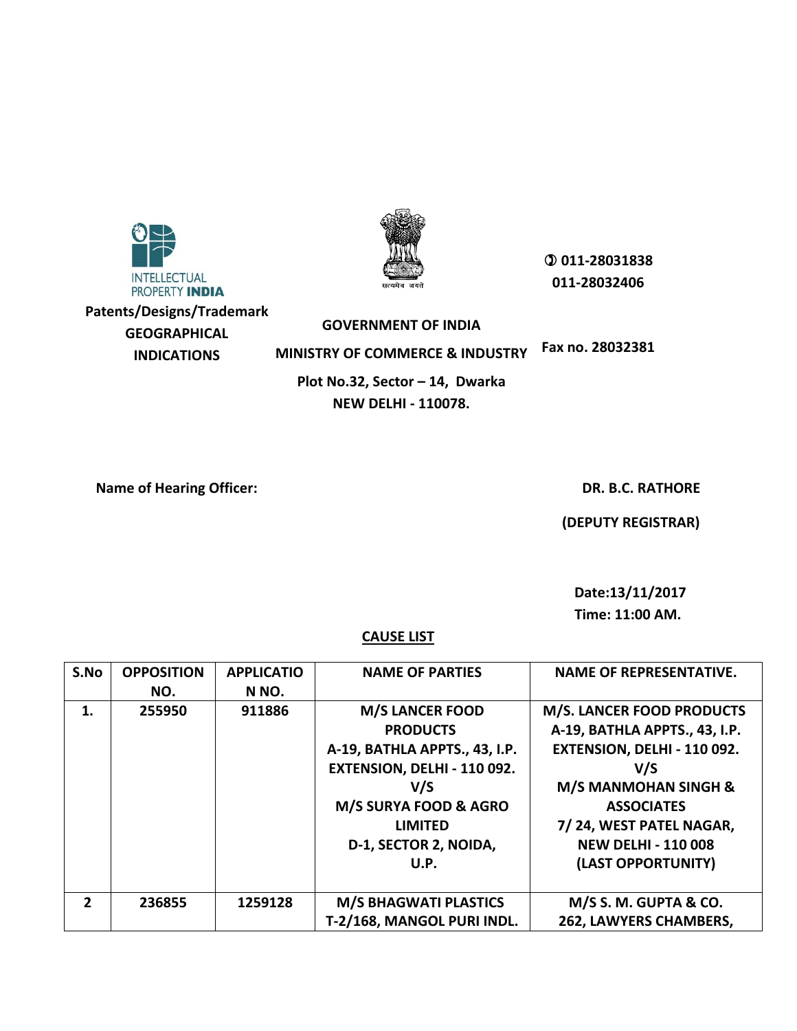INTELLECTUAL PROPERTY **INDIA**

**Patents/Designs/Trademark**
**GEOGRAPHICAL INDICATIONS**

सत्यमेव जयते

**GOVERNMENT OF INDIA**
**MINISTRY OF COMMERCE & INDUSTRY**
**Plot No.32, Sector – 14, Dwarka**
**NEW DELHI - 110078.**

**011-28031838**
**011-28032406**

**Fax no. 28032381**

**Name of Hearing Officer:** **DR. B.C. RATHORE**
**(DEPUTY REGISTRAR)**

**Date:13/11/2017**
**Time: 11:00 AM.**

## CAUSE LIST

| S.No | OPPOSITION NO. | APPLICATION NO. | NAME OF PARTIES | NAME OF REPRESENTATIVE. |
|---|---|---|---|---|
| 1. | 255950 | 911886 | M/S LANCER FOOD PRODUCTS A-19, BATHLA APPTS., 43, I.P. EXTENSION, DELHI - 110 092. V/S M/S SURYA FOOD & AGRO LIMITED D-1, SECTOR 2, NOIDA, U.P. | M/S. LANCER FOOD PRODUCTS A-19, BATHLA APPTS., 43, I.P. EXTENSION, DELHI - 110 092. V/S M/S MANMOHAN SINGH & ASSOCIATES 7/ 24, WEST PATEL NAGAR, NEW DELHI - 110 008 (LAST OPPORTUNITY) |
| 2 | 236855 | 1259128 | M/S BHAGWATI PLASTICS T-2/168, MANGOL PURI INDL. | M/S S. M. GUPTA & CO. 262, LAWYERS CHAMBERS, |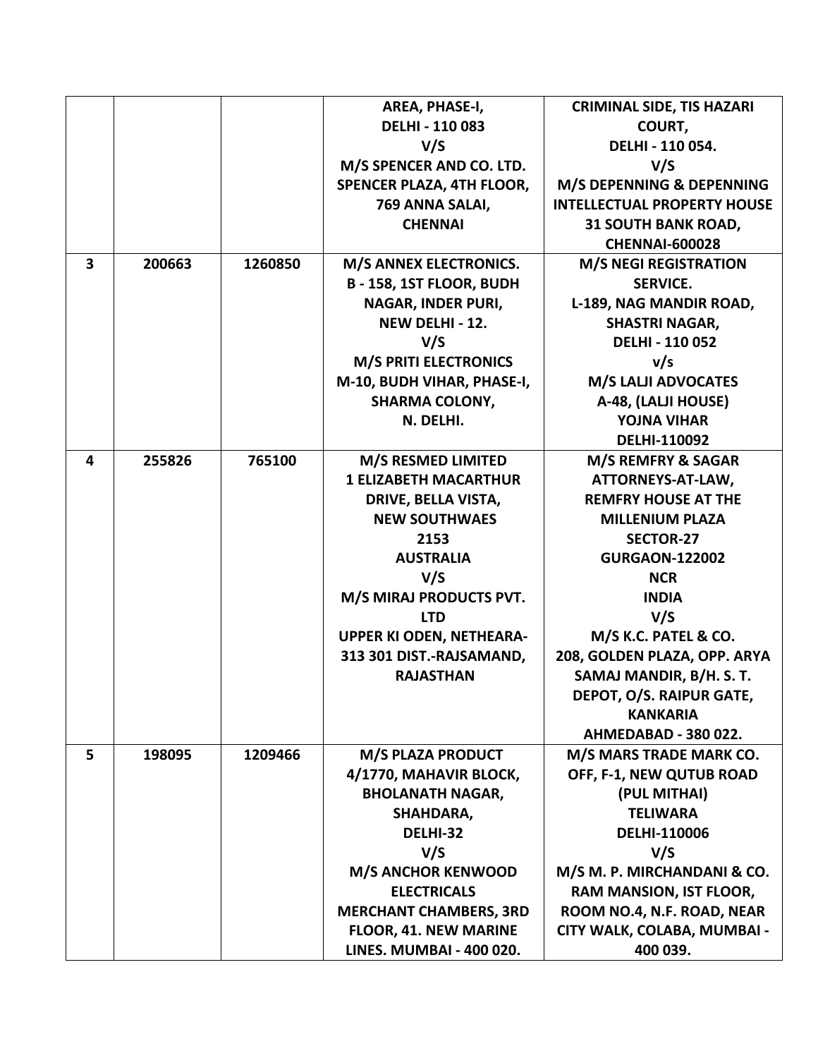| | | | | |
|---|---|---|---|---|
| | | | **AREA, PHASE-I, DELHI - 110 083 V/S M/S SPENCER AND CO. LTD. SPENCER PLAZA, 4TH FLOOR, 769 ANNA SALAI, CHENNAI** | **CRIMINAL SIDE, TIS HAZARI COURT, DELHI - 110 054. V/S M/S DEPENNING & DEPENNING INTELLECTUAL PROPERTY HOUSE 31 SOUTH BANK ROAD, CHENNAI-600028** |
| **3** | **200663** | **1260850** | **M/S ANNEX ELECTRONICS. B - 158, 1ST FLOOR, BUDH NAGAR, INDER PURI, NEW DELHI - 12. V/S M/S PRITI ELECTRONICS M-10, BUDH VIHAR, PHASE-I, SHARMA COLONY, N. DELHI.** | **M/S NEGI REGISTRATION SERVICE. L-189, NAG MANDIR ROAD, SHASTRI NAGAR, DELHI - 110 052 v/s M/S LALJI ADVOCATES A-48, (LALJI HOUSE) YOJNA VIHAR DELHI-110092** |
| **4** | **255826** | **765100** | **M/S RESMED LIMITED 1 ELIZABETH MACARTHUR DRIVE, BELLA VISTA, NEW SOUTHWAES 2153 AUSTRALIA V/S M/S MIRAJ PRODUCTS PVT. LTD UPPER KI ODEN, NETHEARA-313 301 DIST.-RAJSAMAND, RAJASTHAN** | **M/S REMFRY & SAGAR ATTORNEYS-AT-LAW, REMFRY HOUSE AT THE MILLENIUM PLAZA SECTOR-27 GURGAON-122002 NCR INDIA V/S M/S K.C. PATEL & CO. 208, GOLDEN PLAZA, OPP. ARYA SAMAJ MANDIR, B/H. S. T. DEPOT, O/S. RAIPUR GATE, KANKARIA AHMEDABAD - 380 022.** |
| **5** | **198095** | **1209466** | **M/S PLAZA PRODUCT 4/1770, MAHAVIR BLOCK, BHOLANATH NAGAR, SHAHDARA, DELHI-32 V/S M/S ANCHOR KENWOOD ELECTRICALS MERCHANT CHAMBERS, 3RD FLOOR, 41. NEW MARINE LINES. MUMBAI - 400 020.** | **M/S MARS TRADE MARK CO. OFF, F-1, NEW QUTUB ROAD (PUL MITHAI) TELIWARA DELHI-110006 V/S M/S M. P. MIRCHANDANI & CO. RAM MANSION, IST FLOOR, ROOM NO.4, N.F. ROAD, NEAR CITY WALK, COLABA, MUMBAI - 400 039.** |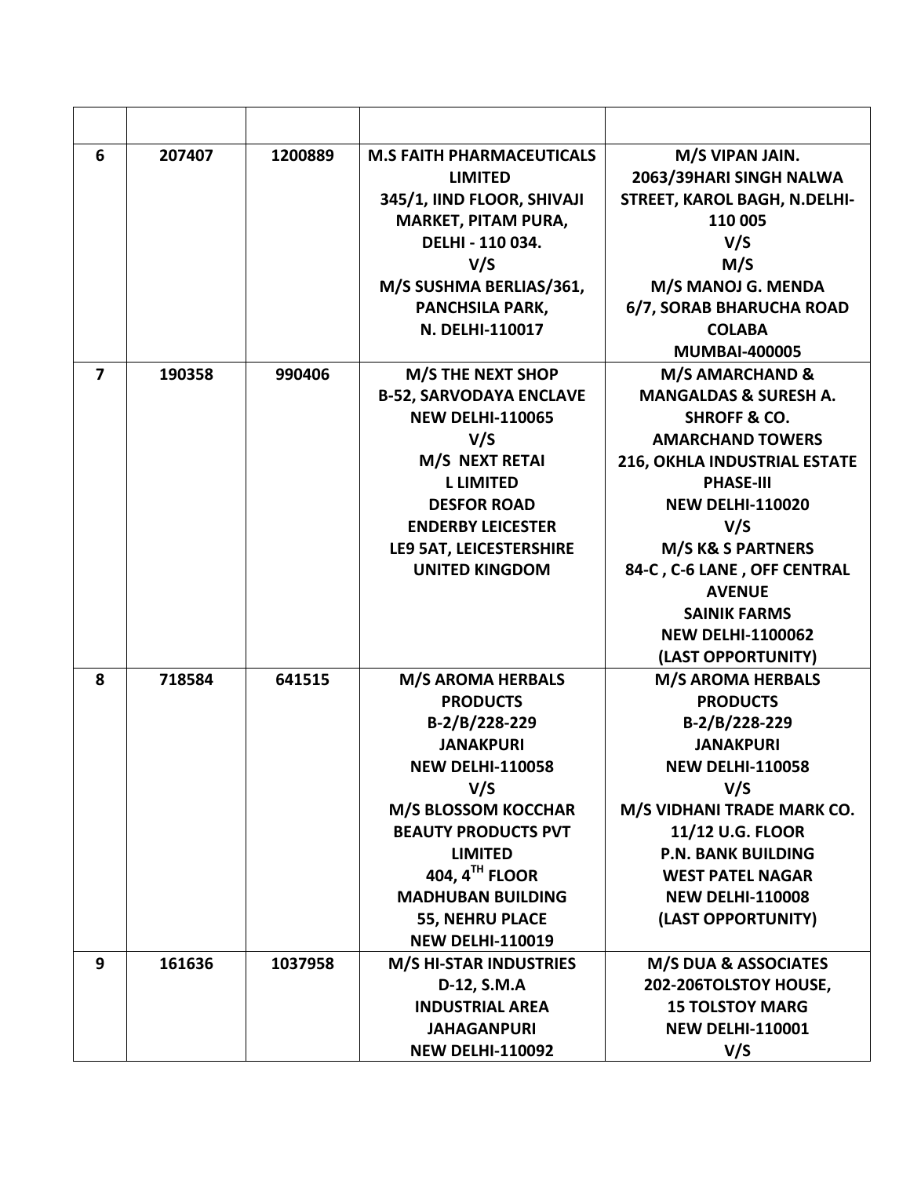| | | | | |
|---|---|---|---|---|
| 6 | 207407 | 1200889 | **M.S FAITH PHARMACEUTICALS LIMITED<br>345/1, IIND FLOOR, SHIVAJI MARKET, PITAM PURA, DELHI - 110 034.<br>V/S<br>M/S SUSHMA BERLIAS/361, PANCHSILA PARK, N. DELHI-110017** | **M/S VIPAN JAIN.<br>2063/39HARI SINGH NALWA STREET, KAROL BAGH, N.DELHI-110 005<br>V/S<br>M/S<br>M/S MANOJ G. MENDA<br>6/7, SORAB BHARUCHA ROAD<br>COLABA<br>MUMBAI-400005** |
| 7 | 190358 | 990406 | **M/S THE NEXT SHOP<br>B-52, SARVODAYA ENCLAVE<br>NEW DELHI-110065<br>V/S<br>M/S NEXT RETAI<br>L LIMITED<br>DESFOR ROAD<br>ENDERBY LEICESTER<br>LE9 5AT, LEICESTERSHIRE<br>UNITED KINGDOM** | **M/S AMARCHAND & MANGALDAS & SURESH A. SHROFF & CO.<br>AMARCHAND TOWERS<br>216, OKHLA INDUSTRIAL ESTATE PHASE-III<br>NEW DELHI-110020<br>V/S<br>M/S K& S PARTNERS<br>84-C , C-6 LANE , OFF CENTRAL AVENUE<br>SAINIK FARMS<br>NEW DELHI-1100062<br>(LAST OPPORTUNITY)** |
| 8 | 718584 | 641515 | **M/S AROMA HERBALS PRODUCTS<br>B-2/B/228-229<br>JANAKPURI<br>NEW DELHI-110058<br>V/S<br>M/S BLOSSOM KOCCHAR BEAUTY PRODUCTS PVT LIMITED<br>404, 4TH FLOOR<br>MADHUBAN BUILDING<br>55, NEHRU PLACE<br>NEW DELHI-110019** | **M/S AROMA HERBALS PRODUCTS<br>B-2/B/228-229<br>JANAKPURI<br>NEW DELHI-110058<br>V/S<br>M/S VIDHANI TRADE MARK CO.<br>11/12 U.G. FLOOR<br>P.N. BANK BUILDING<br>WEST PATEL NAGAR<br>NEW DELHI-110008<br>(LAST OPPORTUNITY)** |
| 9 | 161636 | 1037958 | **M/S HI-STAR INDUSTRIES<br>D-12, S.M.A<br>INDUSTRIAL AREA<br>JAHAGANPURI<br>NEW DELHI-110092** | **M/S DUA & ASSOCIATES<br>202-206TOLSTOY HOUSE,<br>15 TOLSTOY MARG<br>NEW DELHI-110001<br>V/S** |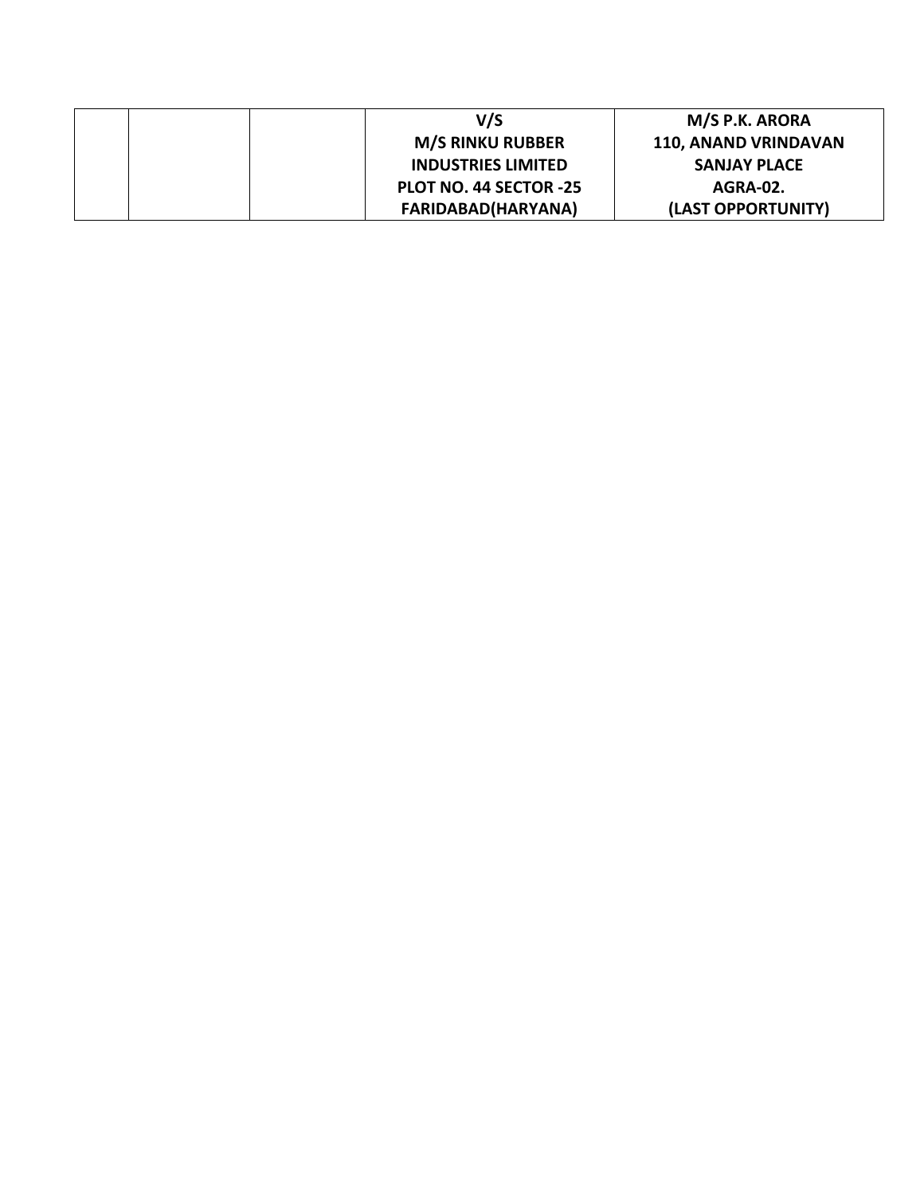|  |  |  | V/S<br>M/S RINKU RUBBER<br>INDUSTRIES LIMITED<br>PLOT NO. 44 SECTOR -25<br>FARIDABAD(HARYANA) | M/S P.K. ARORA<br>110, ANAND VRINDAVAN<br>SANJAY PLACE<br>AGRA-02.<br>(LAST OPPORTUNITY) |
|---|---|---|---|---|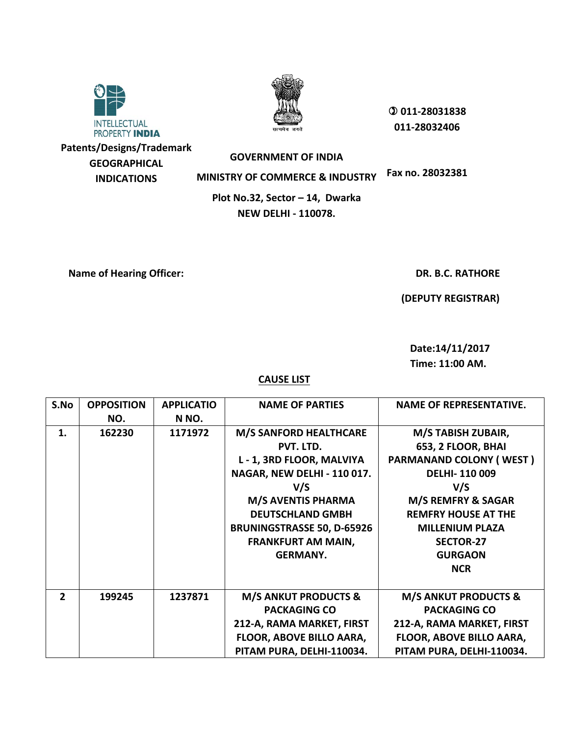INTELLECTUAL PROPERTY **INDIA**

**Patents/Designs/Trademark**
**GEOGRAPHICAL INDICATIONS**

**GOVERNMENT OF INDIA**
**MINISTRY OF COMMERCE & INDUSTRY**
**Plot No.32, Sector – 14, Dwarka**
**NEW DELHI - 110078.**

**✆ 011-28031838**
**011-28032406**

**Fax no. 28032381**

**Name of Hearing Officer:** **DR. B.C. RATHORE**
**(DEPUTY REGISTRAR)**

**Date:14/11/2017**
**Time: 11:00 AM.**

## CAUSE LIST

| S.No | OPPOSITION NO. | APPLICATION NO. | NAME OF PARTIES | NAME OF REPRESENTATIVE. |
|---|---|---|---|---|
| 1. | 162230 | 1171972 | M/S SANFORD HEALTHCARE PVT. LTD. L - 1, 3RD FLOOR, MALVIYA NAGAR, NEW DELHI - 110 017. V/S M/S AVENTIS PHARMA DEUTSCHLAND GMBH BRUNINGSTRASSE 50, D-65926 FRANKFURT AM MAIN, GERMANY. | M/S TABISH ZUBAIR, 653, 2 FLOOR, BHAI PARMANAND COLONY ( WEST ) DELHI- 110 009 V/S M/S REMFRY & SAGAR REMFRY HOUSE AT THE MILLENIUM PLAZA SECTOR-27 GURGAON NCR |
| 2 | 199245 | 1237871 | M/S ANKUT PRODUCTS & PACKAGING CO 212-A, RAMA MARKET, FIRST FLOOR, ABOVE BILLO AARA, PITAM PURA, DELHI-110034. | M/S ANKUT PRODUCTS & PACKAGING CO 212-A, RAMA MARKET, FIRST FLOOR, ABOVE BILLO AARA, PITAM PURA, DELHI-110034. |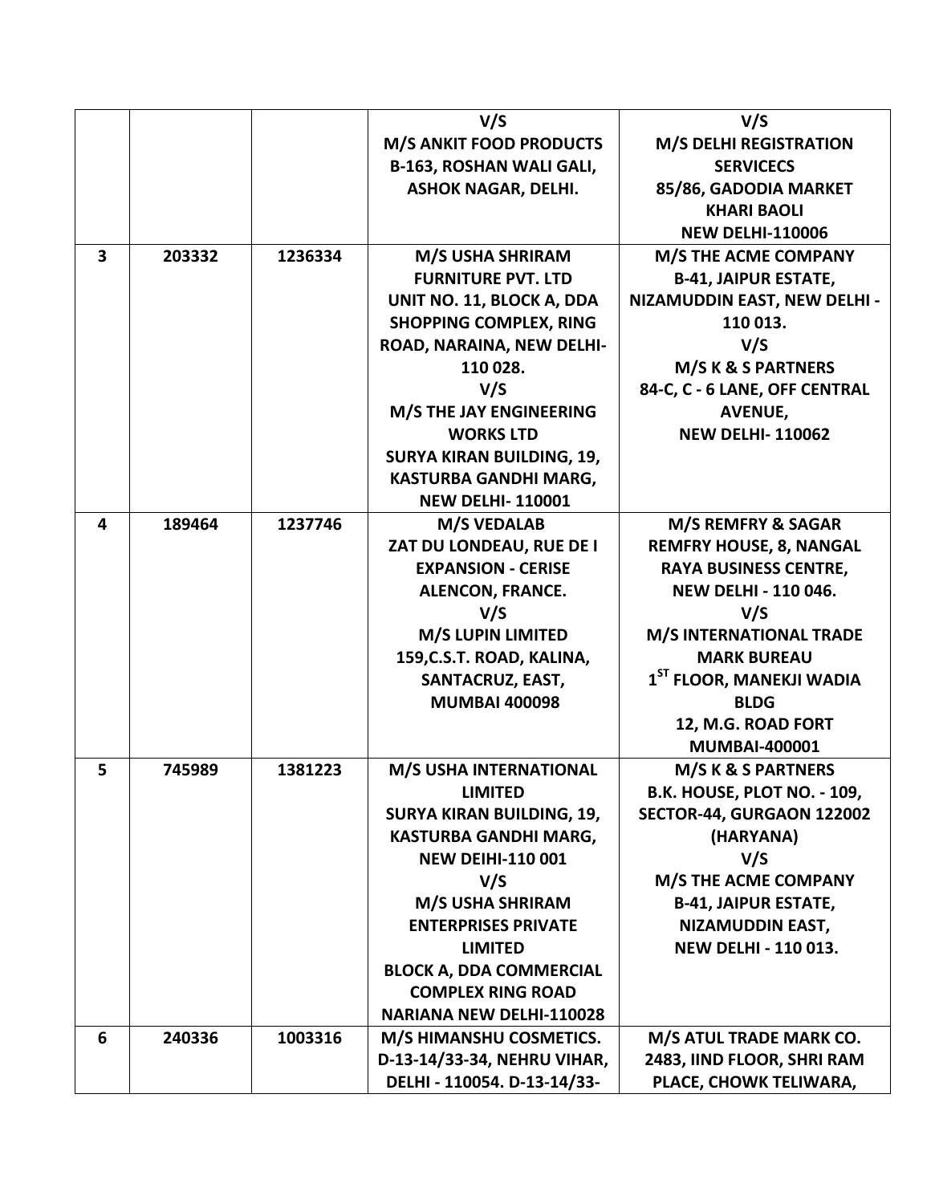| | | | | |
|---|---|---|---|---|
| | | | V/S<br>M/S ANKIT FOOD PRODUCTS<br>B-163, ROSHAN WALI GALI,<br>ASHOK NAGAR, DELHI. | V/S<br>M/S DELHI REGISTRATION SERVICECS<br>85/86, GADODIA MARKET<br>KHARI BAOLI<br>NEW DELHI-110006 |
| 3 | 203332 | 1236334 | M/S USHA SHRIRAM FURNITURE PVT. LTD<br>UNIT NO. 11, BLOCK A, DDA SHOPPING COMPLEX, RING ROAD, NARAINA, NEW DELHI-110 028.<br>V/S<br>M/S THE JAY ENGINEERING WORKS LTD<br>SURYA KIRAN BUILDING, 19, KASTURBA GANDHI MARG,<br>NEW DELHI- 110001 | M/S THE ACME COMPANY<br>B-41, JAIPUR ESTATE,<br>NIZAMUDDIN EAST, NEW DELHI - 110 013.<br>V/S<br>M/S K & S PARTNERS<br>84-C, C - 6 LANE, OFF CENTRAL AVENUE,<br>NEW DELHI- 110062 |
| 4 | 189464 | 1237746 | M/S VEDALAB<br>ZAT DU LONDEAU, RUE DE I EXPANSION - CERISE<br>ALENCON, FRANCE.<br>V/S<br>M/S LUPIN LIMITED<br>159,C.S.T. ROAD, KALINA,<br>SANTACRUZ, EAST,<br>MUMBAI 400098 | M/S REMFRY & SAGAR<br>REMFRY HOUSE, 8, NANGAL RAYA BUSINESS CENTRE,<br>NEW DELHI - 110 046.<br>V/S<br>M/S INTERNATIONAL TRADE MARK BUREAU<br>1ST FLOOR, MANEKJI WADIA BLDG<br>12, M.G. ROAD FORT<br>MUMBAI-400001 |
| 5 | 745989 | 1381223 | M/S USHA INTERNATIONAL LIMITED<br>SURYA KIRAN BUILDING, 19, KASTURBA GANDHI MARG,<br>NEW DEIHI-110 001<br>V/S<br>M/S USHA SHRIRAM ENTERPRISES PRIVATE LIMITED<br>BLOCK A, DDA COMMERCIAL COMPLEX RING ROAD<br>NARIANA NEW DELHI-110028 | M/S K & S PARTNERS<br>B.K. HOUSE, PLOT NO. - 109,<br>SECTOR-44, GURGAON 122002 (HARYANA)<br>V/S<br>M/S THE ACME COMPANY<br>B-41, JAIPUR ESTATE,<br>NIZAMUDDIN EAST,<br>NEW DELHI - 110 013. |
| 6 | 240336 | 1003316 | M/S HIMANSHU COSMETICS.<br>D-13-14/33-34, NEHRU VIHAR,<br>DELHI - 110054. D-13-14/33- | M/S ATUL TRADE MARK CO.<br>2483, IIND FLOOR, SHRI RAM PLACE, CHOWK TELIWARA, |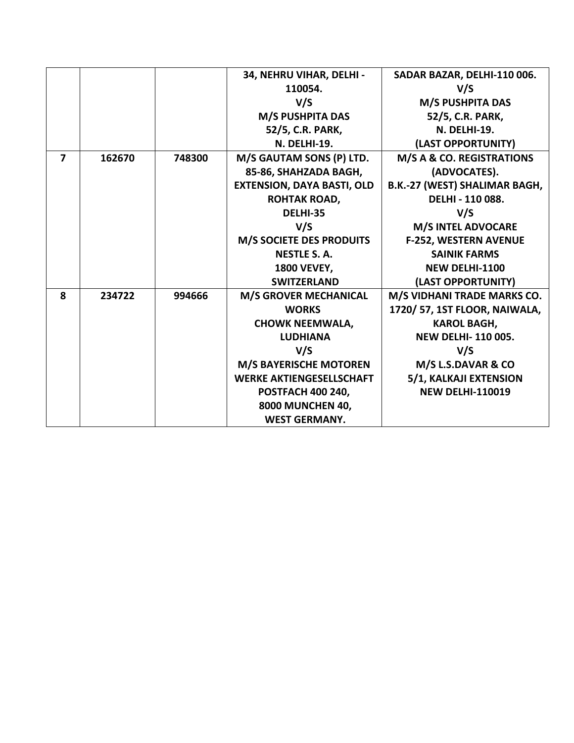| | | | | |
|---|---|---|---|---|
| | | | 34, NEHRU VIHAR, DELHI - 110054.<br>V/S<br>M/S PUSHPITA DAS<br>52/5, C.R. PARK,<br>N. DELHI-19. | SADAR BAZAR, DELHI-110 006.<br>V/S<br>M/S PUSHPITA DAS<br>52/5, C.R. PARK,<br>N. DELHI-19.<br>(LAST OPPORTUNITY) |
| **7** | **162670** | **748300** | **M/S GAUTAM SONS (P) LTD.<br>85-86, SHAHZADA BAGH, EXTENSION, DAYA BASTI, OLD ROHTAK ROAD,<br>DELHI-35<br>V/S<br>M/S SOCIETE DES PRODUITS NESTLE S. A.<br>1800 VEVEY,<br>SWITZERLAND** | **M/S A & CO. REGISTRATIONS (ADVOCATES).<br>B.K.-27 (WEST) SHALIMAR BAGH,<br>DELHI - 110 088.<br>V/S<br>M/S INTEL ADVOCARE<br>F-252, WESTERN AVENUE<br>SAINIK FARMS<br>NEW DELHI-1100<br>(LAST OPPORTUNITY)** |
| **8** | **234722** | **994666** | **M/S GROVER MECHANICAL WORKS<br>CHOWK NEEMWALA,<br>LUDHIANA<br>V/S<br>M/S BAYERISCHE MOTOREN WERKE AKTIENGESELLSCHAFT<br>POSTFACH 400 240,<br>8000 MUNCHEN 40,<br>WEST GERMANY.** | **M/S VIDHANI TRADE MARKS CO.<br>1720/ 57, 1ST FLOOR, NAIWALA,<br>KAROL BAGH,<br>NEW DELHI- 110 005.<br>V/S<br>M/S L.S.DAVAR & CO<br>5/1, KALKAJI EXTENSION<br>NEW DELHI-110019** |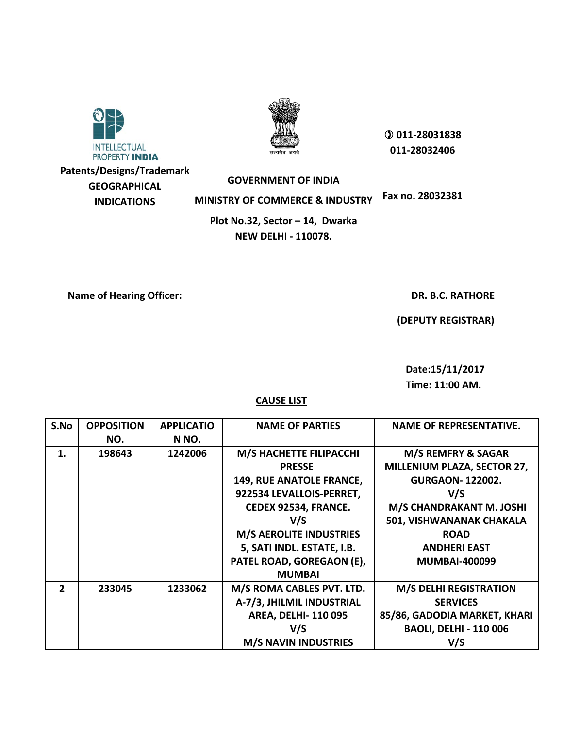INTELLECTUAL PROPERTY INDIA

Patents/Designs/Trademark

GEOGRAPHICAL INDICATIONS

सत्यमेव जयते

**GOVERNMENT OF INDIA**

**MINISTRY OF COMMERCE & INDUSTRY**

**Plot No.32, Sector – 14, Dwarka**

**NEW DELHI - 110078.**

**011-28031838**

**011-28032406**

**Fax no. 28032381**

**Name of Hearing Officer:** **DR. B.C. RATHORE**

**(DEPUTY REGISTRAR)**

**Date:15/11/2017**

**Time: 11:00 AM.**

## CAUSE LIST

| S.No | OPPOSITION NO. | APPLICATION NO. | NAME OF PARTIES | NAME OF REPRESENTATIVE. |
|---|---|---|---|---|
| 1. | 198643 | 1242006 | M/S HACHETTE FILIPACCHI PRESSE 149, RUE ANATOLE FRANCE, 922534 LEVALLOIS-PERRET, CEDEX 92534, FRANCE. V/S M/S AEROLITE INDUSTRIES 5, SATI INDL. ESTATE, I.B. PATEL ROAD, GOREGAON (E), MUMBAI | M/S REMFRY & SAGAR MILLENIUM PLAZA, SECTOR 27, GURGAON- 122002. V/S M/S CHANDRAKANT M. JOSHI 501, VISHWANANAK CHAKALA ROAD ANDHERI EAST MUMBAI-400099 |
| 2 | 233045 | 1233062 | M/S ROMA CABLES PVT. LTD. A-7/3, JHILMIL INDUSTRIAL AREA, DELHI- 110 095 V/S M/S NAVIN INDUSTRIES | M/S DELHI REGISTRATION SERVICES 85/86, GADODIA MARKET, KHARI BAOLI, DELHI - 110 006 V/S |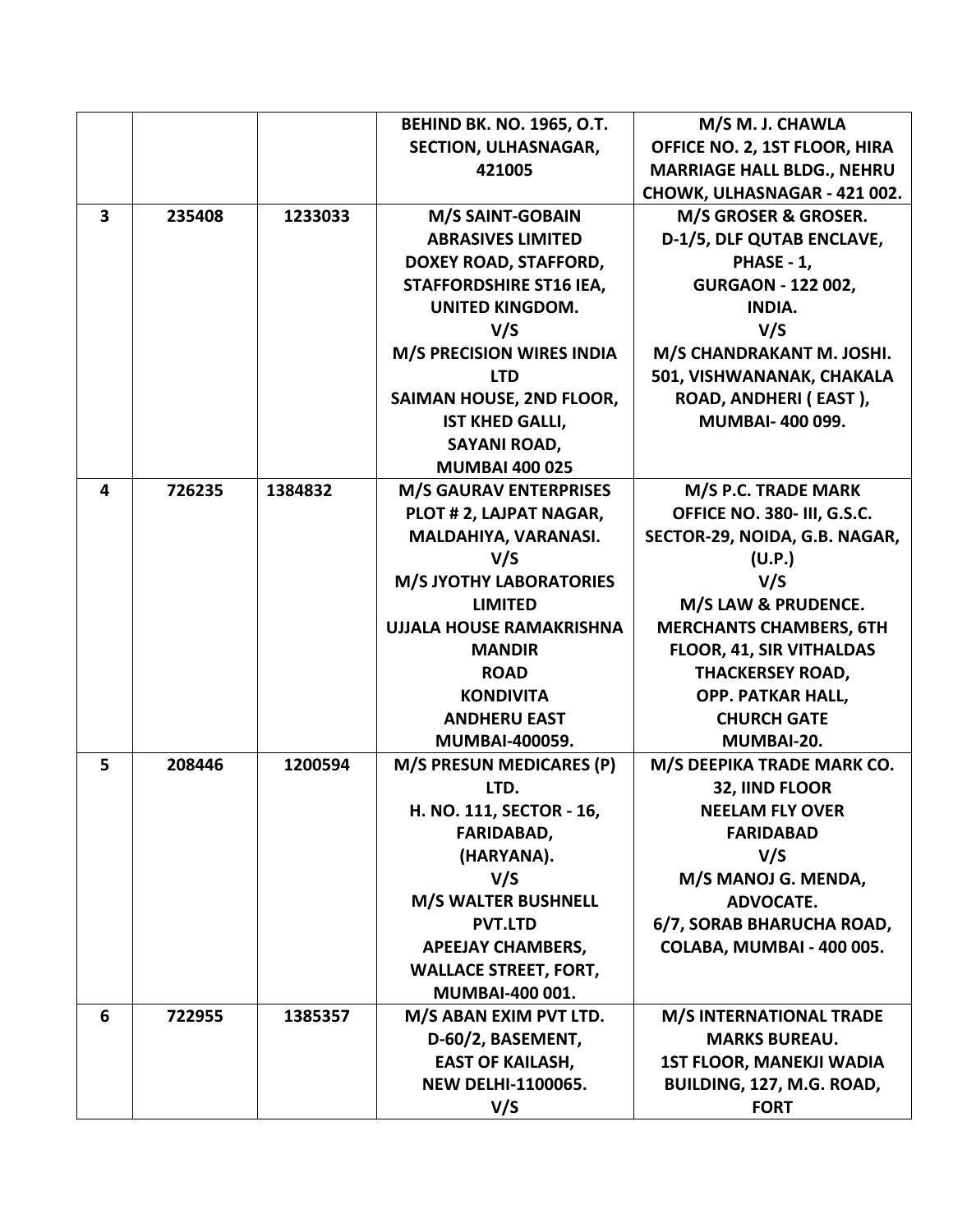| | | | | |
|---|---|---|---|---|
| | | | BEHIND BK. NO. 1965, O.T. SECTION, ULHASNAGAR, 421005 | M/S M. J. CHAWLA OFFICE NO. 2, 1ST FLOOR, HIRA MARRIAGE HALL BLDG., NEHRU CHOWK, ULHASNAGAR - 421 002. |
| **3** | **235408** | **1233033** | **M/S SAINT-GOBAIN ABRASIVES LIMITED DOXEY ROAD, STAFFORD, STAFFORDSHIRE ST16 IEA, UNITED KINGDOM. V/S M/S PRECISION WIRES INDIA LTD SAIMAN HOUSE, 2ND FLOOR, IST KHED GALLI, SAYANI ROAD, MUMBAI 400 025** | **M/S GROSER & GROSER. D-1/5, DLF QUTAB ENCLAVE, PHASE - 1, GURGAON - 122 002, INDIA. V/S M/S CHANDRAKANT M. JOSHI. 501, VISHWANANAK, CHAKALA ROAD, ANDHERI ( EAST ), MUMBAI- 400 099.** |
| **4** | **726235** | **1384832** | **M/S GAURAV ENTERPRISES PLOT # 2, LAJPAT NAGAR, MALDAHIYA, VARANASI. V/S M/S JYOTHY LABORATORIES LIMITED UJJALA HOUSE RAMAKRISHNA MANDIR ROAD KONDIVITA ANDHERU EAST MUMBAI-400059.** | **M/S P.C. TRADE MARK OFFICE NO. 380- III, G.S.C. SECTOR-29, NOIDA, G.B. NAGAR, (U.P.) V/S M/S LAW & PRUDENCE. MERCHANTS CHAMBERS, 6TH FLOOR, 41, SIR VITHALDAS THACKERSEY ROAD, OPP. PATKAR HALL, CHURCH GATE MUMBAI-20.** |
| **5** | **208446** | **1200594** | **M/S PRESUN MEDICARES (P) LTD. H. NO. 111, SECTOR - 16, FARIDABAD, (HARYANA). V/S M/S WALTER BUSHNELL PVT.LTD APEEJAY CHAMBERS, WALLACE STREET, FORT, MUMBAI-400 001.** | **M/S DEEPIKA TRADE MARK CO. 32, IIND FLOOR NEELAM FLY OVER FARIDABAD V/S M/S MANOJ G. MENDA, ADVOCATE. 6/7, SORAB BHARUCHA ROAD, COLABA, MUMBAI - 400 005.** |
| **6** | **722955** | **1385357** | **M/S ABAN EXIM PVT LTD. D-60/2, BASEMENT, EAST OF KAILASH, NEW DELHI-1100065. V/S** | **M/S INTERNATIONAL TRADE MARKS BUREAU. 1ST FLOOR, MANEKJI WADIA BUILDING, 127, M.G. ROAD, FORT** |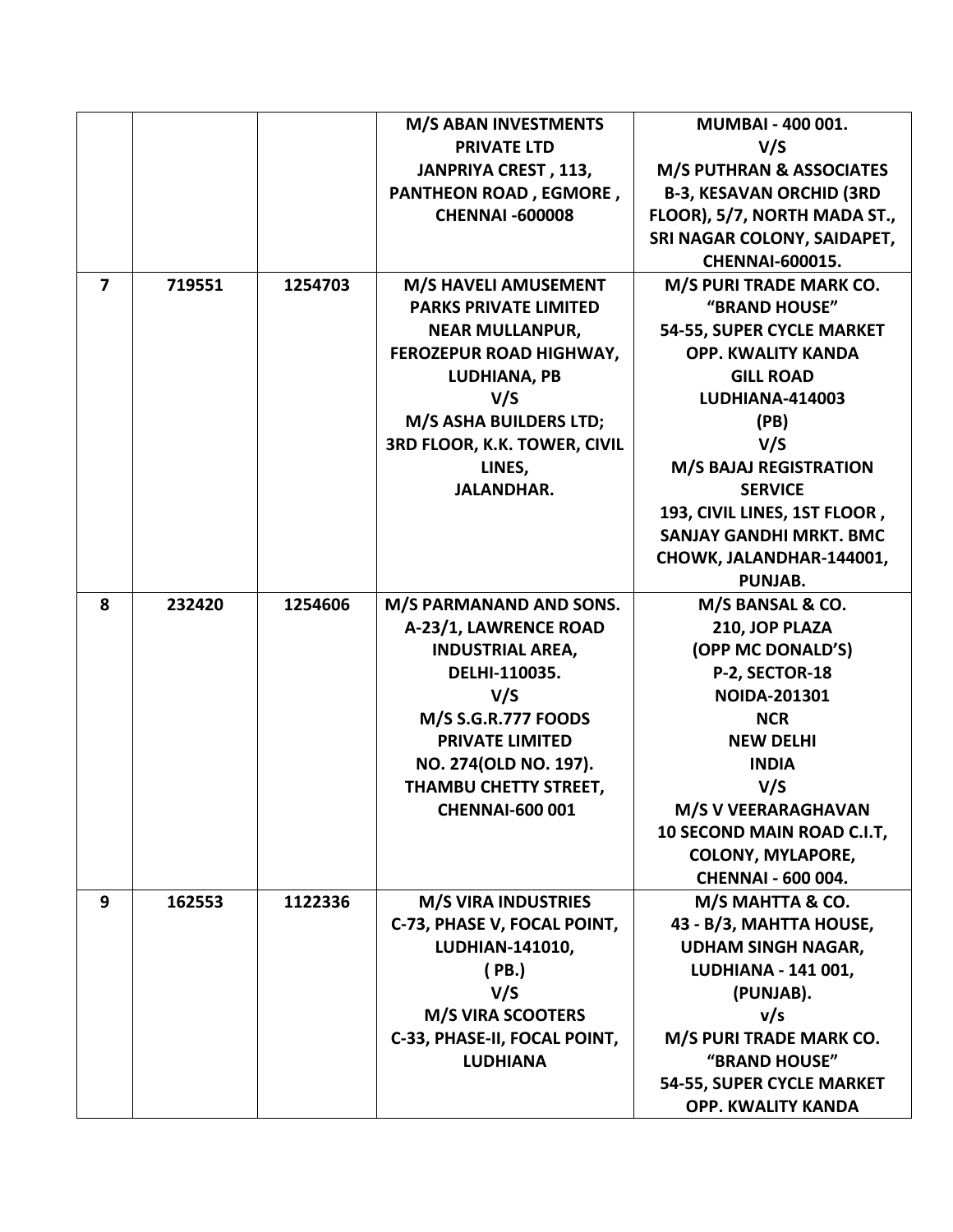| | | | | |
|---|---|---|---|---|
| | | | **M/S ABAN INVESTMENTS PRIVATE LTD JANPRIYA CREST , 113, PANTHEON ROAD , EGMORE , CHENNAI -600008** | **MUMBAI - 400 001. V/S M/S PUTHRAN & ASSOCIATES B-3, KESAVAN ORCHID (3RD FLOOR), 5/7, NORTH MADA ST., SRI NAGAR COLONY, SAIDAPET, CHENNAI-600015.** |
| **7** | **719551** | **1254703** | **M/S HAVELI AMUSEMENT PARKS PRIVATE LIMITED NEAR MULLANPUR, FEROZEPUR ROAD HIGHWAY, LUDHIANA, PB V/S M/S ASHA BUILDERS LTD; 3RD FLOOR, K.K. TOWER, CIVIL LINES, JALANDHAR.** | **M/S PURI TRADE MARK CO. "BRAND HOUSE" 54-55, SUPER CYCLE MARKET OPP. KWALITY KANDA GILL ROAD LUDHIANA-414003 (PB) V/S M/S BAJAJ REGISTRATION SERVICE 193, CIVIL LINES, 1ST FLOOR , SANJAY GANDHI MRKT. BMC CHOWK, JALANDHAR-144001, PUNJAB.** |
| **8** | **232420** | **1254606** | **M/S PARMANAND AND SONS. A-23/1, LAWRENCE ROAD INDUSTRIAL AREA, DELHI-110035. V/S M/S S.G.R.777 FOODS PRIVATE LIMITED NO. 274(OLD NO. 197). THAMBU CHETTY STREET, CHENNAI-600 001** | **M/S BANSAL & CO. 210, JOP PLAZA (OPP MC DONALD'S) P-2, SECTOR-18 NOIDA-201301 NCR NEW DELHI INDIA V/S M/S V VEERARAGHAVAN 10 SECOND MAIN ROAD C.I.T, COLONY, MYLAPORE, CHENNAI - 600 004.** |
| **9** | **162553** | **1122336** | **M/S VIRA INDUSTRIES C-73, PHASE V, FOCAL POINT, LUDHIAN-141010, ( PB.) V/S M/S VIRA SCOOTERS C-33, PHASE-II, FOCAL POINT, LUDHIANA** | **M/S MAHTTA & CO. 43 - B/3, MAHTTA HOUSE, UDHAM SINGH NAGAR, LUDHIANA - 141 001, (PUNJAB). v/s M/S PURI TRADE MARK CO. "BRAND HOUSE" 54-55, SUPER CYCLE MARKET OPP. KWALITY KANDA** |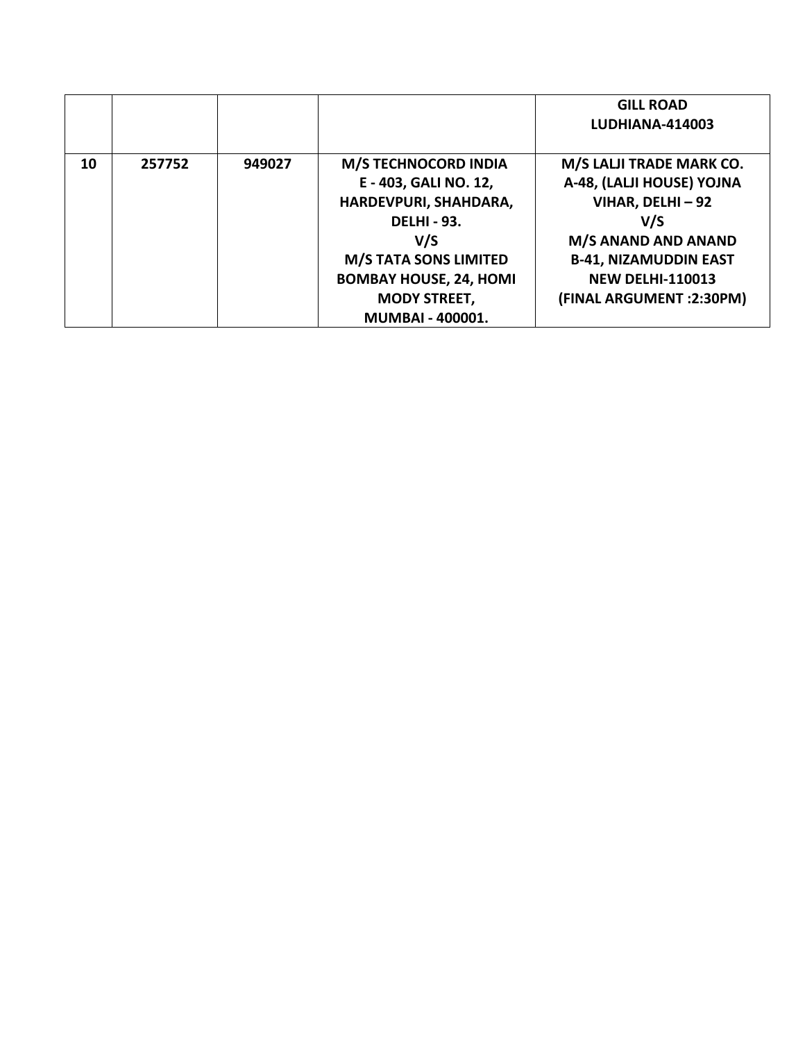| | | | | |
|---|---|---|---|---|
| | | | | **GILL ROAD LUDHIANA-414003** |
| **10** | **257752** | **949027** | **M/S TECHNOCORD INDIA E - 403, GALI NO. 12, HARDEVPURI, SHAHDARA, DELHI - 93. V/S M/S TATA SONS LIMITED BOMBAY HOUSE, 24, HOMI MODY STREET, MUMBAI - 400001.** | **M/S LALJI TRADE MARK CO. A-48, (LALJI HOUSE) YOJNA VIHAR, DELHI – 92 V/S M/S ANAND AND ANAND B-41, NIZAMUDDIN EAST NEW DELHI-110013 (FINAL ARGUMENT :2:30PM)** |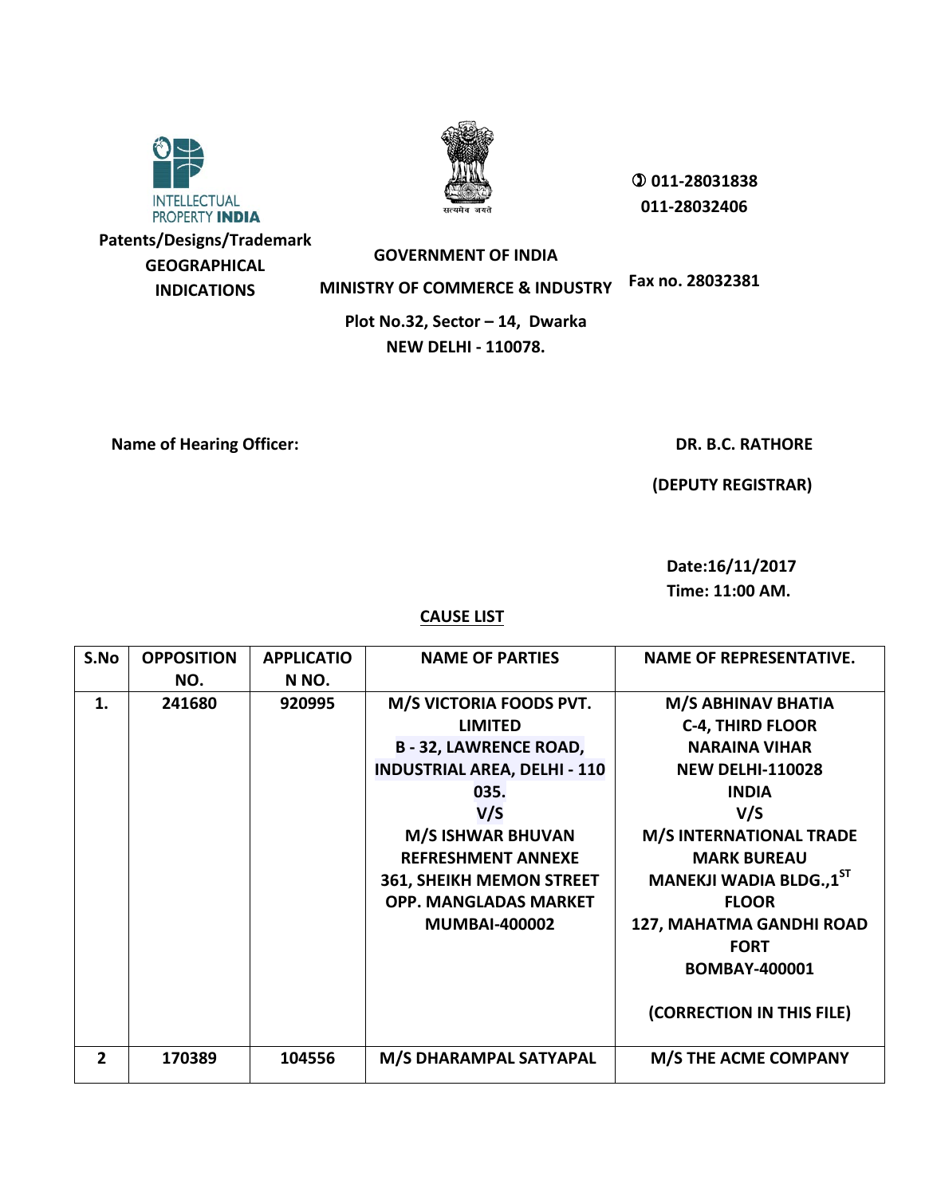Patents/Designs/Trademark
GEOGRAPHICAL
INDICATIONS

**GOVERNMENT OF INDIA**

**MINISTRY OF COMMERCE & INDUSTRY**

**Plot No.32, Sector – 14, Dwarka**
**NEW DELHI - 110078.**

**011-28031838**
**011-28032406**

**Fax no. 28032381**

**Name of Hearing Officer:** **DR. B.C. RATHORE**
**(DEPUTY REGISTRAR)**

**Date:16/11/2017**
**Time: 11:00 AM.**

## CAUSE LIST

| S.No | OPPOSITION NO. | APPLICATION NO. | NAME OF PARTIES | NAME OF REPRESENTATIVE. |
|---|---|---|---|---|
| 1. | 241680 | 920995 | M/S VICTORIA FOODS PVT. LIMITED B - 32, LAWRENCE ROAD, INDUSTRIAL AREA, DELHI - 110 035. V/S M/S ISHWAR BHUVAN REFRESHMENT ANNEXE 361, SHEIKH MEMON STREET OPP. MANGLADAS MARKET MUMBAI-400002 | M/S ABHINAV BHATIA C-4, THIRD FLOOR NARAINA VIHAR NEW DELHI-110028 INDIA V/S M/S INTERNATIONAL TRADE MARK BUREAU MANEKJI WADIA BLDG.,1ST FLOOR 127, MAHATMA GANDHI ROAD FORT BOMBAY-400001 (CORRECTION IN THIS FILE) |
| 2 | 170389 | 104556 | M/S DHARAMPAL SATYAPAL | M/S THE ACME COMPANY |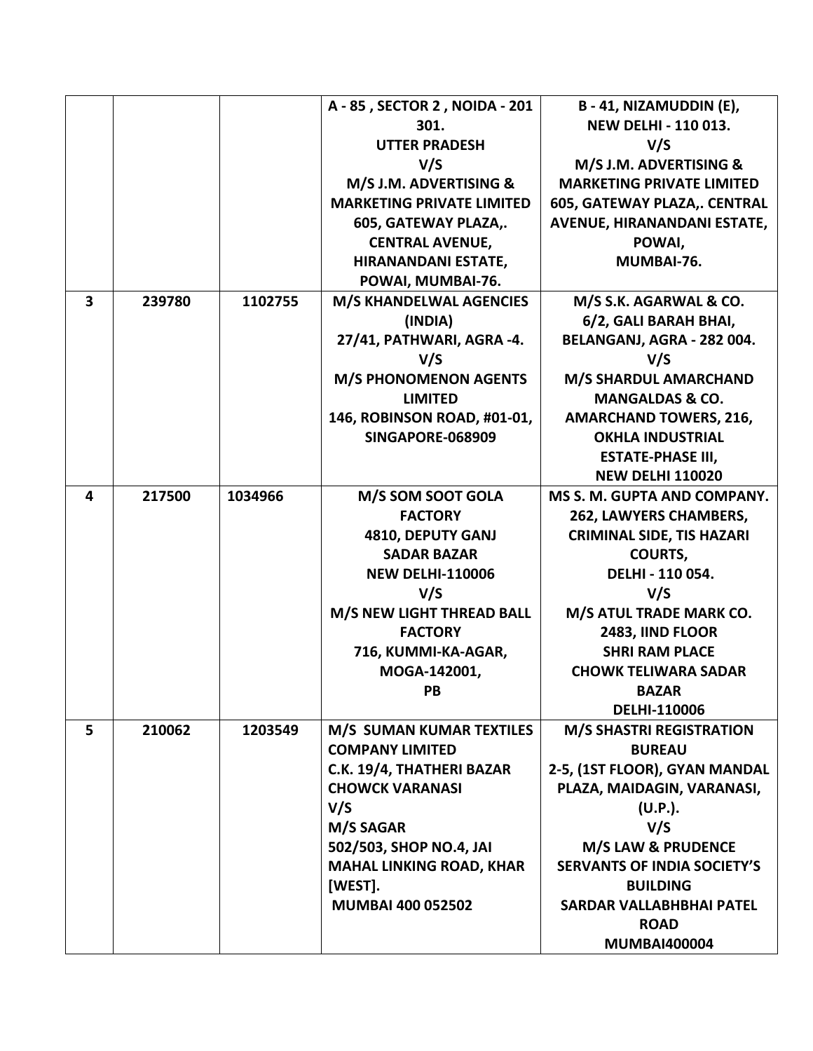| | | | | |
|---|---|---|---|---|
| | | | A - 85 , SECTOR 2 , NOIDA - 201 301. UTTER PRADESH V/S M/S J.M. ADVERTISING & MARKETING PRIVATE LIMITED 605, GATEWAY PLAZA,. CENTRAL AVENUE, HIRANANDANI ESTATE, POWAI, MUMBAI-76. | B - 41, NIZAMUDDIN (E), NEW DELHI - 110 013. V/S M/S J.M. ADVERTISING & MARKETING PRIVATE LIMITED 605, GATEWAY PLAZA,. CENTRAL AVENUE, HIRANANDANI ESTATE, POWAI, MUMBAI-76. |
| **3** | **239780** | **1102755** | **M/S KHANDELWAL AGENCIES (INDIA) 27/41, PATHWARI, AGRA -4. V/S M/S PHONOMENON AGENTS LIMITED 146, ROBINSON ROAD, #01-01, SINGAPORE-068909** | **M/S S.K. AGARWAL & CO. 6/2, GALI BARAH BHAI, BELANGANJ, AGRA - 282 004. V/S M/S SHARDUL AMARCHAND MANGALDAS & CO. AMARCHAND TOWERS, 216, OKHLA INDUSTRIAL ESTATE-PHASE III, NEW DELHI 110020** |
| **4** | **217500** | **1034966** | **M/S SOM SOOT GOLA FACTORY 4810, DEPUTY GANJ SADAR BAZAR NEW DELHI-110006 V/S M/S NEW LIGHT THREAD BALL FACTORY 716, KUMMI-KA-AGAR, MOGA-142001, PB** | **MS S. M. GUPTA AND COMPANY. 262, LAWYERS CHAMBERS, CRIMINAL SIDE, TIS HAZARI COURTS, DELHI - 110 054. V/S M/S ATUL TRADE MARK CO. 2483, IIND FLOOR SHRI RAM PLACE CHOWK TELIWARA SADAR BAZAR DELHI-110006** |
| **5** | **210062** | **1203549** | **M/S SUMAN KUMAR TEXTILES COMPANY LIMITED C.K. 19/4, THATHERI BAZAR CHOWCK VARANASI V/S M/S SAGAR 502/503, SHOP NO.4, JAI MAHAL LINKING ROAD, KHAR [WEST]. MUMBAI 400 052502** | **M/S SHASTRI REGISTRATION BUREAU 2-5, (1ST FLOOR), GYAN MANDAL PLAZA, MAIDAGIN, VARANASI, (U.P.). V/S M/S LAW & PRUDENCE SERVANTS OF INDIA SOCIETY'S BUILDING SARDAR VALLABHBHAI PATEL ROAD MUMBAI400004** |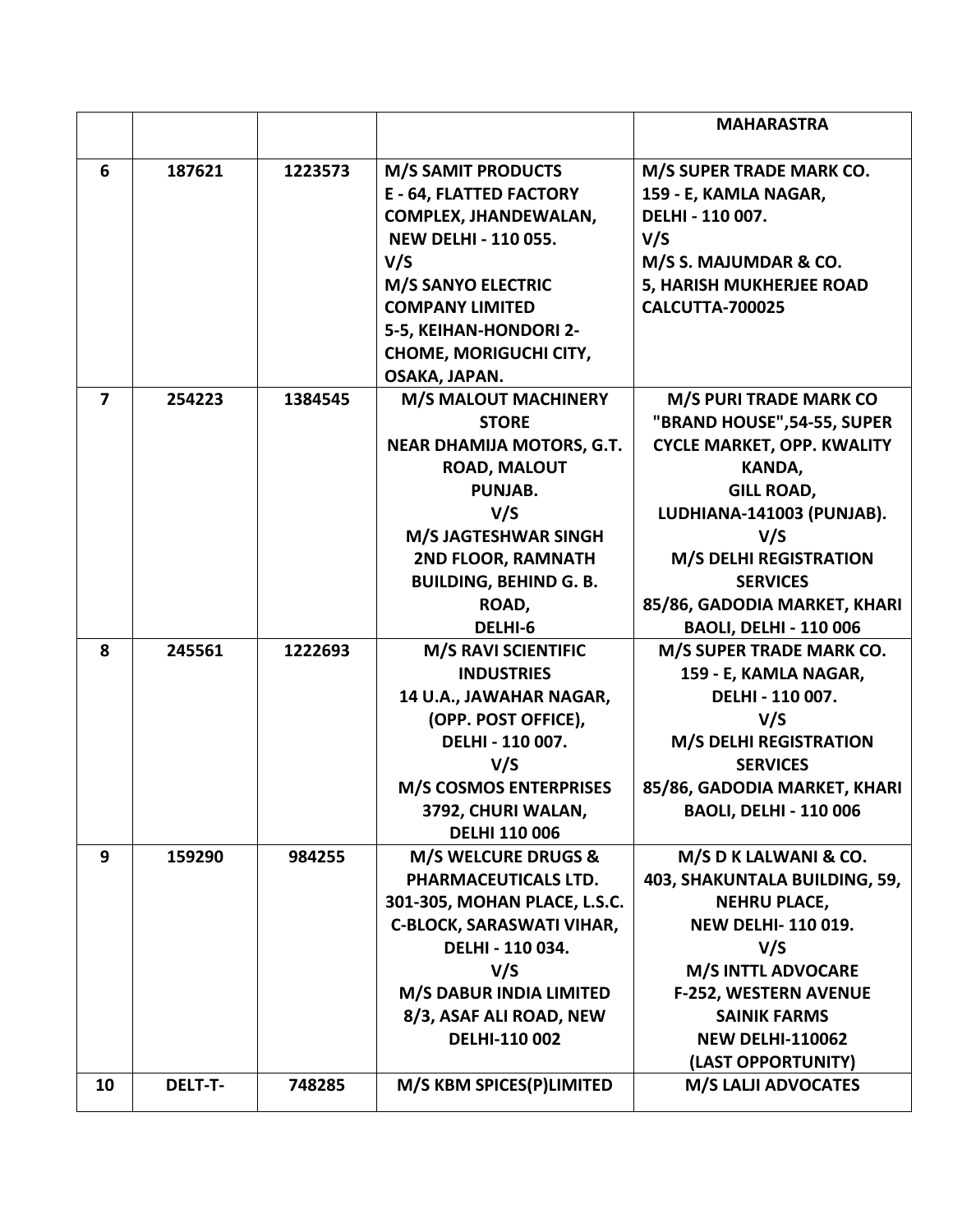| | | | | |
|---|---|---|---|---|
| | | | | MAHARASTRA |
| **6** | **187621** | **1223573** | **M/S SAMIT PRODUCTS**<br>**E - 64, FLATTED FACTORY COMPLEX, JHANDEWALAN, NEW DELHI - 110 055.**<br>**V/S**<br>**M/S SANYO ELECTRIC COMPANY LIMITED**<br>**5-5, KEIHAN-HONDORI 2-CHOME, MORIGUCHI CITY, OSAKA, JAPAN.** | **M/S SUPER TRADE MARK CO.**<br>**159 - E, KAMLA NAGAR, DELHI - 110 007.**<br>**V/S**<br>**M/S S. MAJUMDAR & CO.**<br>**5, HARISH MUKHERJEE ROAD CALCUTTA-700025** |
| **7** | **254223** | **1384545** | **M/S MALOUT MACHINERY STORE**<br>**NEAR DHAMIJA MOTORS, G.T. ROAD, MALOUT PUNJAB.**<br>**V/S**<br>**M/S JAGTESHWAR SINGH**<br>**2ND FLOOR, RAMNATH BUILDING, BEHIND G. B. ROAD, DELHI-6** | **M/S PURI TRADE MARK CO**<br>**"BRAND HOUSE",54-55, SUPER CYCLE MARKET, OPP. KWALITY KANDA, GILL ROAD, LUDHIANA-141003 (PUNJAB).**<br>**V/S**<br>**M/S DELHI REGISTRATION SERVICES**<br>**85/86, GADODIA MARKET, KHARI BAOLI, DELHI - 110 006** |
| **8** | **245561** | **1222693** | **M/S RAVI SCIENTIFIC INDUSTRIES**<br>**14 U.A., JAWAHAR NAGAR, (OPP. POST OFFICE), DELHI - 110 007.**<br>**V/S**<br>**M/S COSMOS ENTERPRISES**<br>**3792, CHURI WALAN, DELHI 110 006** | **M/S SUPER TRADE MARK CO.**<br>**159 - E, KAMLA NAGAR, DELHI - 110 007.**<br>**V/S**<br>**M/S DELHI REGISTRATION SERVICES**<br>**85/86, GADODIA MARKET, KHARI BAOLI, DELHI - 110 006** |
| **9** | **159290** | **984255** | **M/S WELCURE DRUGS & PHARMACEUTICALS LTD.**<br>**301-305, MOHAN PLACE, L.S.C. C-BLOCK, SARASWATI VIHAR, DELHI - 110 034.**<br>**V/S**<br>**M/S DABUR INDIA LIMITED**<br>**8/3, ASAF ALI ROAD, NEW DELHI-110 002** | **M/S D K LALWANI & CO.**<br>**403, SHAKUNTALA BUILDING, 59, NEHRU PLACE, NEW DELHI- 110 019.**<br>**V/S**<br>**M/S INTTL ADVOCARE**<br>**F-252, WESTERN AVENUE SAINIK FARMS NEW DELHI-110062**<br>**(LAST OPPORTUNITY)** |
| **10** | **DELT-T-** | **748285** | **M/S KBM SPICES(P)LIMITED** | **M/S LALJI ADVOCATES** |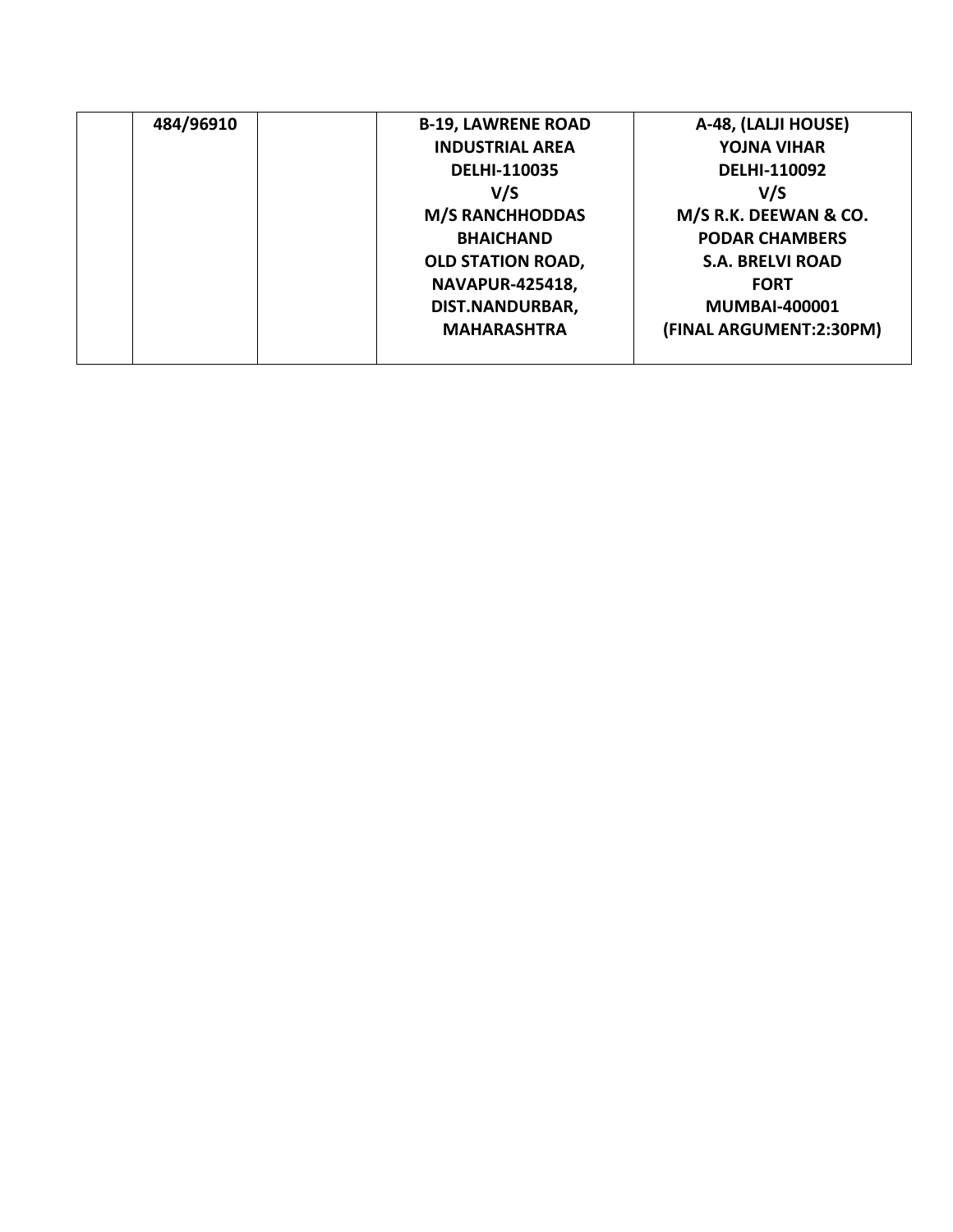| | | | | |
|---|---|---|---|---|
| | 484/96910 | | B-19, LAWRENE ROAD<br>INDUSTRIAL AREA<br>DELHI-110035<br>V/S<br>M/S RANCHHODDAS<br>BHAICHAND<br>OLD STATION ROAD,<br>NAVAPUR-425418,<br>DIST.NANDURBAR,<br>MAHARASHTRA | A-48, (LALJI HOUSE)<br>YOJNA VIHAR<br>DELHI-110092<br>V/S<br>M/S R.K. DEEWAN & CO.<br>PODAR CHAMBERS<br>S.A. BRELVI ROAD<br>FORT<br>MUMBAI-400001<br>(FINAL ARGUMENT:2:30PM) |